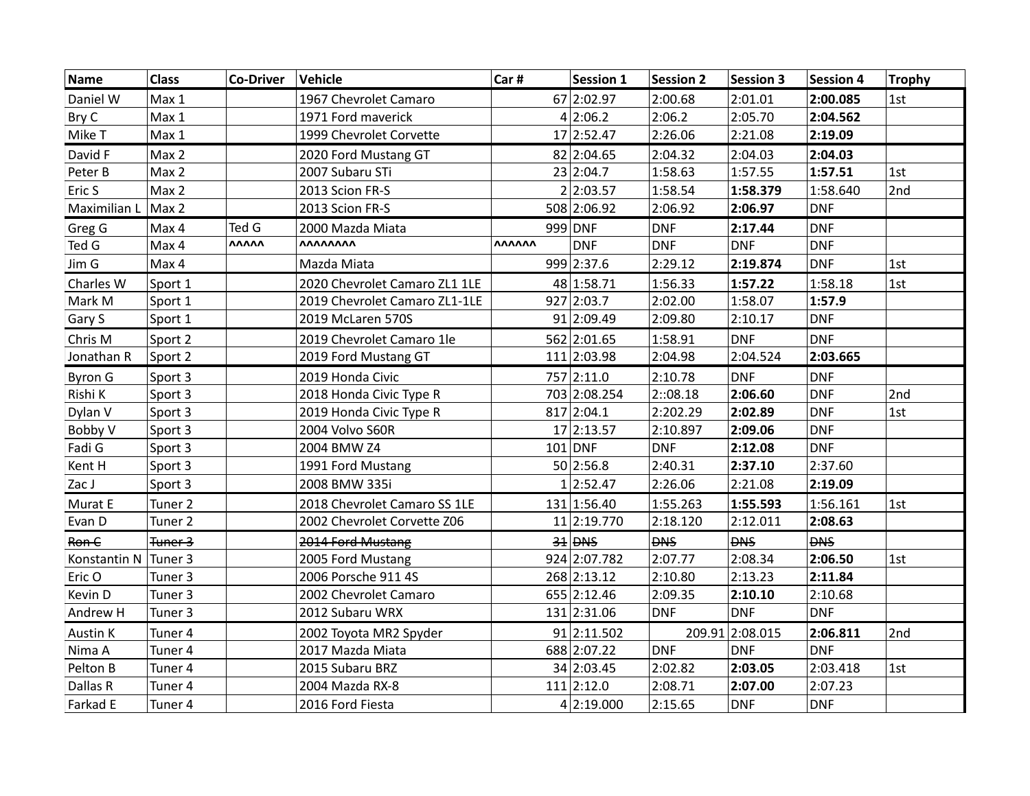| Name | Class | Co-Driver | Vehicle | Car # | Session 1 | Session 2 | Session 3 | Session 4 | Trophy |
|---|---|---|---|---|---|---|---|---|---|
| Daniel W | Max 1 | | 1967 Chevrolet Camaro | 67 | 2:02.97 | 2:00.68 | 2:01.01 | **2:00.085** | 1st |
| Bry C | Max 1 | | 1971 Ford maverick | 4 | 2:06.2 | 2:06.2 | 2:05.70 | **2:04.562** | |
| Mike T | Max 1 | | 1999 Chevrolet Corvette | 17 | 2:52.47 | 2:26.06 | 2:21.08 | **2:19.09** | |
| David F | Max 2 | | 2020 Ford Mustang GT | 82 | 2:04.65 | 2:04.32 | 2:04.03 | **2:04.03** | |
| Peter B | Max 2 | | 2007 Subaru STi | 23 | 2:04.7 | 1:58.63 | 1:57.55 | **1:57.51** | 1st |
| Eric S | Max 2 | | 2013 Scion FR-S | 2 | 2:03.57 | 1:58.54 | **1:58.379** | 1:58.640 | 2nd |
| Maximilian L | Max 2 | | 2013 Scion FR-S | 508 | 2:06.92 | 2:06.92 | **2:06.97** | DNF | |
| Greg G | Max 4 | Ted G | 2000 Mazda Miata | 999 | DNF | DNF | **2:17.44** | DNF | |
| Ted G | Max 4 | ^^^^^ | ^^^^^^^^ | ^^^^^^ | DNF | DNF | DNF | DNF | |
| Jim G | Max 4 | | Mazda Miata | 999 | 2:37.6 | 2:29.12 | **2:19.874** | DNF | 1st |
| Charles W | Sport 1 | | 2020 Chevrolet Camaro ZL1 1LE | 48 | 1:58.71 | 1:56.33 | **1:57.22** | 1:58.18 | 1st |
| Mark M | Sport 1 | | 2019 Chevrolet Camaro ZL1-1LE | 927 | 2:03.7 | 2:02.00 | 1:58.07 | **1:57.9** | |
| Gary S | Sport 1 | | 2019 McLaren 570S | 91 | 2:09.49 | 2:09.80 | 2:10.17 | DNF | |
| Chris M | Sport 2 | | 2019 Chevrolet Camaro 1le | 562 | 2:01.65 | 1:58.91 | DNF | DNF | |
| Jonathan R | Sport 2 | | 2019 Ford Mustang GT | 111 | 2:03.98 | 2:04.98 | 2:04.524 | **2:03.665** | |
| Byron G | Sport 3 | | 2019 Honda Civic | 757 | 2:11.0 | 2:10.78 | DNF | DNF | |
| Rishi K | Sport 3 | | 2018 Honda Civic Type R | 703 | 2:08.254 | 2::08.18 | **2:06.60** | DNF | 2nd |
| Dylan V | Sport 3 | | 2019 Honda Civic Type R | 817 | 2:04.1 | 2:202.29 | **2:02.89** | DNF | 1st |
| Bobby V | Sport 3 | | 2004 Volvo S60R | 17 | 2:13.57 | 2:10.897 | **2:09.06** | DNF | |
| Fadi G | Sport 3 | | 2004 BMW Z4 | 101 | DNF | DNF | **2:12.08** | DNF | |
| Kent H | Sport 3 | | 1991 Ford Mustang | 50 | 2:56.8 | 2:40.31 | **2:37.10** | 2:37.60 | |
| Zac J | Sport 3 | | 2008 BMW 335i | 1 | 2:52.47 | 2:26.06 | 2:21.08 | **2:19.09** | |
| Murat E | Tuner 2 | | 2018 Chevrolet Camaro SS 1LE | 131 | 1:56.40 | 1:55.263 | **1:55.593** | 1:56.161 | 1st |
| Evan D | Tuner 2 | | 2002 Chevrolet Corvette Z06 | 11 | 2:19.770 | 2:18.120 | 2:12.011 | **2:08.63** | |
| ~~Ron C~~ | ~~Tuner 3~~ | | ~~2014 Ford Mustang~~ | ~~31~~ | ~~DNS~~ | ~~DNS~~ | ~~DNS~~ | ~~DNS~~ | |
| Konstantin N | Tuner 3 | | 2005 Ford Mustang | 924 | 2:07.782 | 2:07.77 | 2:08.34 | **2:06.50** | 1st |
| Eric O | Tuner 3 | | 2006 Porsche 911 4S | 268 | 2:13.12 | 2:10.80 | 2:13.23 | **2:11.84** | |
| Kevin D | Tuner 3 | | 2002 Chevrolet Camaro | 655 | 2:12.46 | 2:09.35 | **2:10.10** | 2:10.68 | |
| Andrew H | Tuner 3 | | 2012 Subaru WRX | 131 | 2:31.06 | DNF | DNF | DNF | |
| Austin K | Tuner 4 | | 2002 Toyota MR2 Spyder | 91 | 2:11.502 | 209.91 | 2:08.015 | **2:06.811** | 2nd |
| Nima A | Tuner 4 | | 2017 Mazda Miata | 688 | 2:07.22 | DNF | DNF | DNF | |
| Pelton B | Tuner 4 | | 2015 Subaru BRZ | 34 | 2:03.45 | 2:02.82 | **2:03.05** | 2:03.418 | 1st |
| Dallas R | Tuner 4 | | 2004 Mazda RX-8 | 111 | 2:12.0 | 2:08.71 | **2:07.00** | 2:07.23 | |
| Farkad E | Tuner 4 | | 2016 Ford Fiesta | 4 | 2:19.000 | 2:15.65 | DNF | DNF | |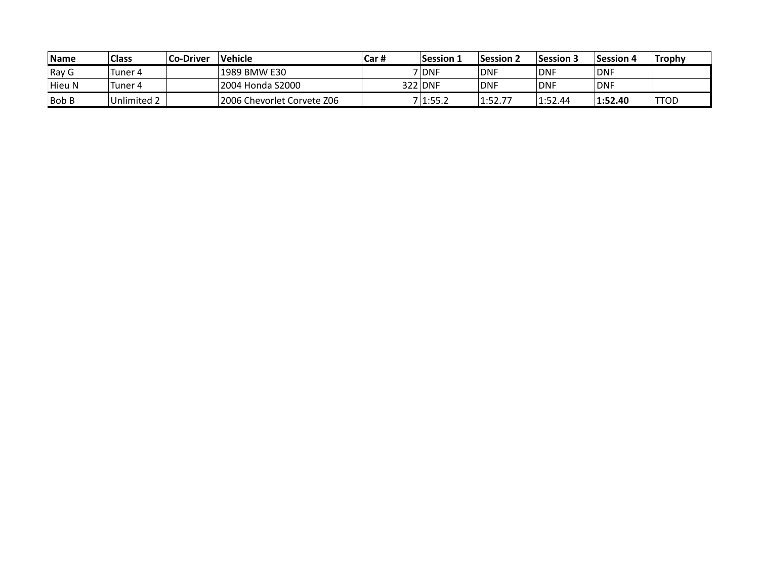| Name | Class | Co-Driver | Vehicle | Car # | Session 1 | Session 2 | Session 3 | Session 4 | Trophy |
|---|---|---|---|---|---|---|---|---|---|
| Ray G | Tuner 4 | | 1989 BMW E30 | 7 | DNF | DNF | DNF | DNF | |
| Hieu N | Tuner 4 | | 2004 Honda S2000 | 322 | DNF | DNF | DNF | DNF | |
| Bob B | Unlimited 2 | | 2006 Chevorlet Corvete Z06 | 7 | 1:55.2 | 1:52.77 | 1:52.44 | **1:52.40** | TTOD |